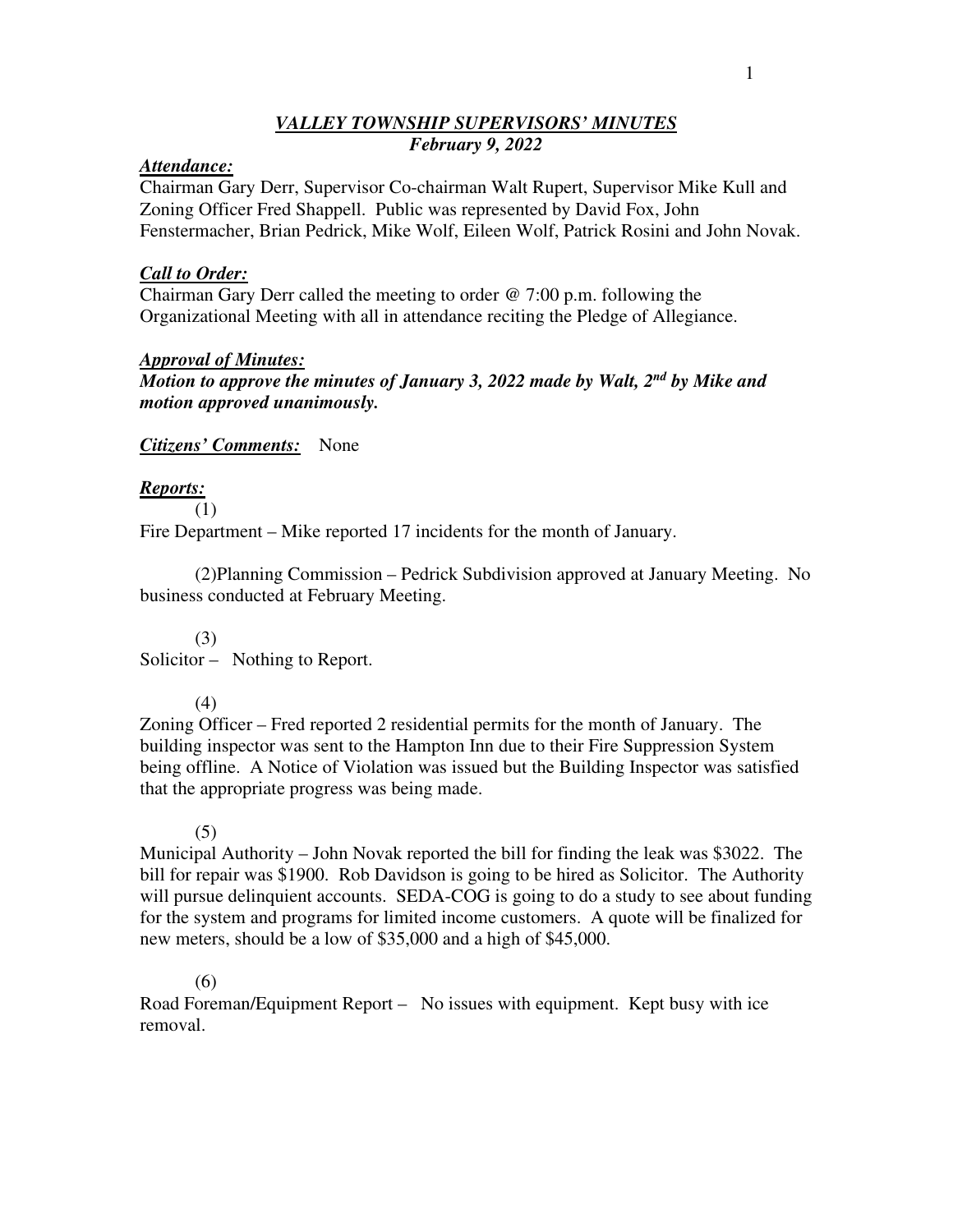# *VALLEY TOWNSHIP SUPERVISORS' MINUTES*
## *February 9, 2022*

***Attendance:***
Chairman Gary Derr, Supervisor Co-chairman Walt Rupert, Supervisor Mike Kull and Zoning Officer Fred Shappell. Public was represented by David Fox, John Fenstermacher, Brian Pedrick, Mike Wolf, Eileen Wolf, Patrick Rosini and John Novak.

***Call to Order:***
Chairman Gary Derr called the meeting to order @ 7:00 p.m. following the Organizational Meeting with all in attendance reciting the Pledge of Allegiance.

***Approval of Minutes:***
***Motion to approve the minutes of January 3, 2022 made by Walt, 2nd by Mike and motion approved unanimously.***

***Citizens' Comments:*** None

***Reports:***

(1)
Fire Department – Mike reported 17 incidents for the month of January.

(2)Planning Commission – Pedrick Subdivision approved at January Meeting. No business conducted at February Meeting.

(3)
Solicitor – Nothing to Report.

(4)
Zoning Officer – Fred reported 2 residential permits for the month of January. The building inspector was sent to the Hampton Inn due to their Fire Suppression System being offline. A Notice of Violation was issued but the Building Inspector was satisfied that the appropriate progress was being made.

(5)
Municipal Authority – John Novak reported the bill for finding the leak was $3022. The bill for repair was $1900. Rob Davidson is going to be hired as Solicitor. The Authority will pursue delinquient accounts. SEDA-COG is going to do a study to see about funding for the system and programs for limited income customers. A quote will be finalized for new meters, should be a low of $35,000 and a high of $45,000.

(6)
Road Foreman/Equipment Report – No issues with equipment. Kept busy with ice removal.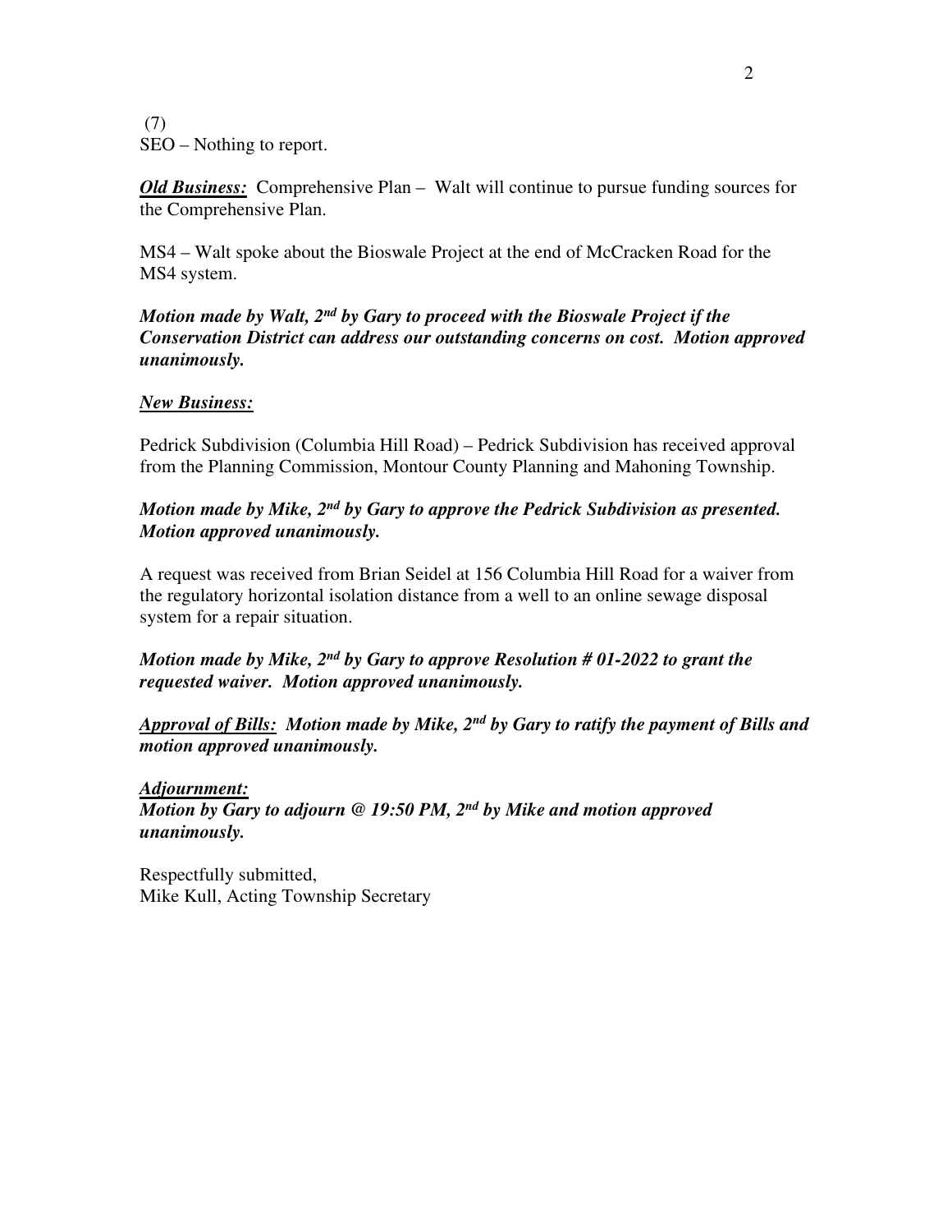(7)
SEO – Nothing to report.

***Old Business:*** Comprehensive Plan – Walt will continue to pursue funding sources for the Comprehensive Plan.

MS4 – Walt spoke about the Bioswale Project at the end of McCracken Road for the MS4 system.

***Motion made by Walt, 2nd by Gary to proceed with the Bioswale Project if the Conservation District can address our outstanding concerns on cost. Motion approved unanimously.***

***New Business:***

Pedrick Subdivision (Columbia Hill Road) – Pedrick Subdivision has received approval from the Planning Commission, Montour County Planning and Mahoning Township.

***Motion made by Mike, 2nd by Gary to approve the Pedrick Subdivision as presented. Motion approved unanimously.***

A request was received from Brian Seidel at 156 Columbia Hill Road for a waiver from the regulatory horizontal isolation distance from a well to an online sewage disposal system for a repair situation.

***Motion made by Mike, 2nd by Gary to approve Resolution # 01-2022 to grant the requested waiver. Motion approved unanimously.***

***Approval of Bills:* *Motion made by Mike, 2nd by Gary to ratify the payment of Bills and motion approved unanimously.***

***Adjournment:***
***Motion by Gary to adjourn @ 19:50 PM, 2nd by Mike and motion approved unanimously.***

Respectfully submitted,
Mike Kull, Acting Township Secretary